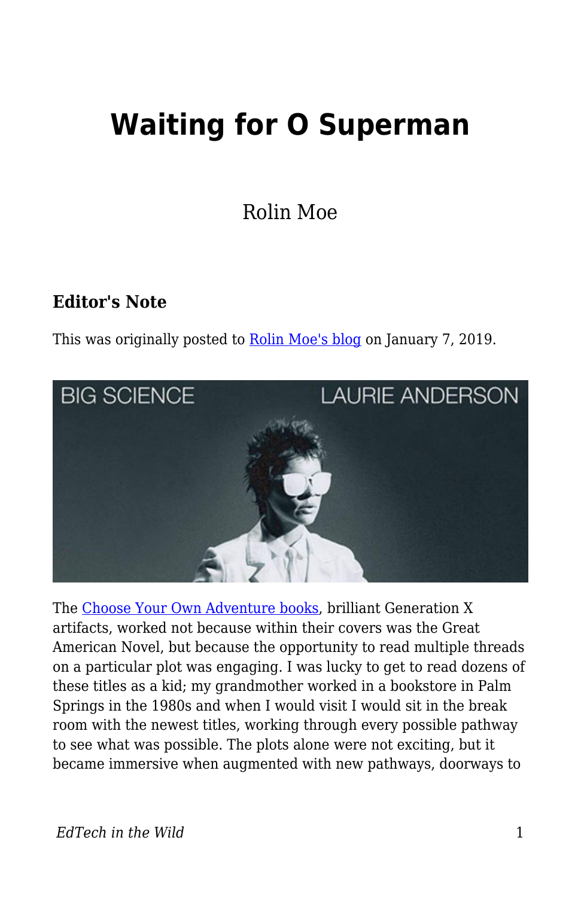# Waiting for O Superman

Rolin Moe

### Editor's Note

This was originally posted to [Rolin Moe's blog](#) on January 7, 2019.

The [Choose Your Own Adventure books](#), brilliant Generation X artifacts, worked not because within their covers was the Great American Novel, but because the opportunity to read multiple threads on a particular plot was engaging. I was lucky to get to read dozens of these titles as a kid; my grandmother worked in a bookstore in Palm Springs in the 1980s and when I would visit I would sit in the break room with the newest titles, working through every possible pathway to see what was possible. The plots alone were not exciting, but it became immersive when augmented with new pathways, doorways to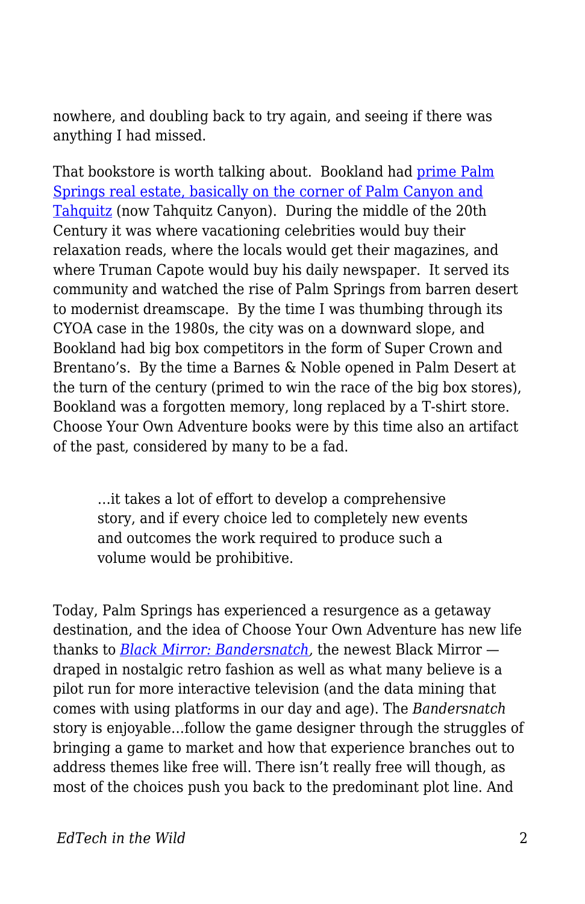nowhere, and doubling back to try again, and seeing if there was anything I had missed.

That bookstore is worth talking about. Bookland had [prime Palm Springs real estate, basically on the corner of Palm Canyon and Tahquitz](#) (now Tahquitz Canyon). During the middle of the 20th Century it was where vacationing celebrities would buy their relaxation reads, where the locals would get their magazines, and where Truman Capote would buy his daily newspaper. It served its community and watched the rise of Palm Springs from barren desert to modernist dreamscape. By the time I was thumbing through its CYOA case in the 1980s, the city was on a downward slope, and Bookland had big box competitors in the form of Super Crown and Brentano's. By the time a Barnes & Noble opened in Palm Desert at the turn of the century (primed to win the race of the big box stores), Bookland was a forgotten memory, long replaced by a T-shirt store. Choose Your Own Adventure books were by this time also an artifact of the past, considered by many to be a fad.

> …it takes a lot of effort to develop a comprehensive story, and if every choice led to completely new events and outcomes the work required to produce such a volume would be prohibitive.

Today, Palm Springs has experienced a resurgence as a getaway destination, and the idea of Choose Your Own Adventure has new life thanks to [*Black Mirror: Bandersnatch*](#), the newest Black Mirror — draped in nostalgic retro fashion as well as what many believe is a pilot run for more interactive television (and the data mining that comes with using platforms in our day and age). The *Bandersnatch* story is enjoyable…follow the game designer through the struggles of bringing a game to market and how that experience branches out to address themes like free will. There isn't really free will though, as most of the choices push you back to the predominant plot line. And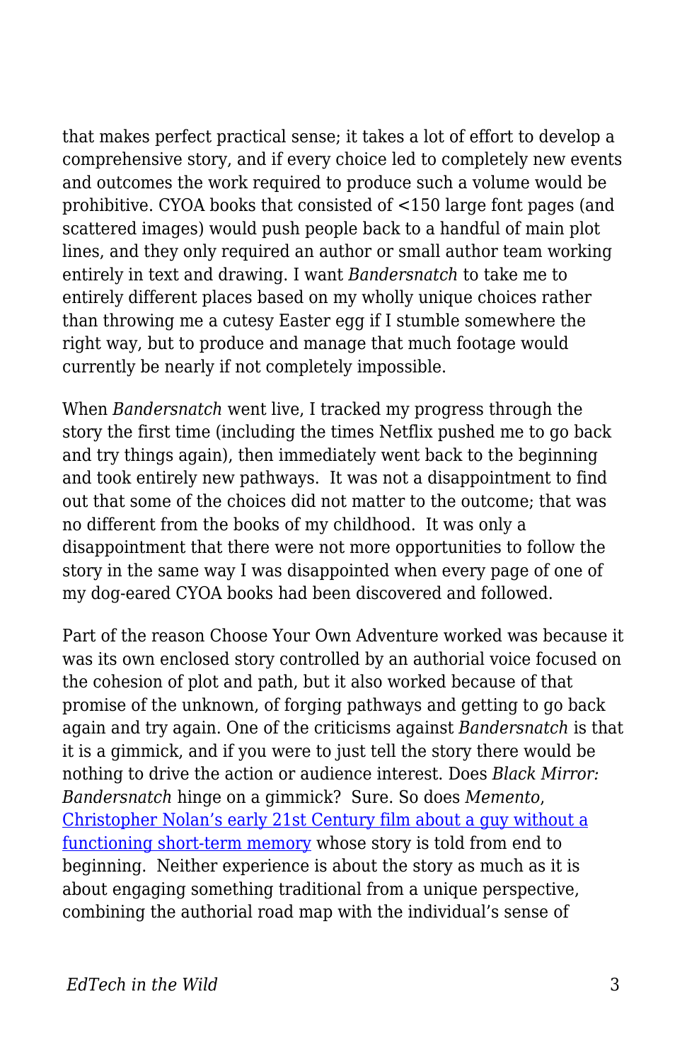that makes perfect practical sense; it takes a lot of effort to develop a comprehensive story, and if every choice led to completely new events and outcomes the work required to produce such a volume would be prohibitive. CYOA books that consisted of <150 large font pages (and scattered images) would push people back to a handful of main plot lines, and they only required an author or small author team working entirely in text and drawing. I want *Bandersnatch* to take me to entirely different places based on my wholly unique choices rather than throwing me a cutesy Easter egg if I stumble somewhere the right way, but to produce and manage that much footage would currently be nearly if not completely impossible.

When *Bandersnatch* went live, I tracked my progress through the story the first time (including the times Netflix pushed me to go back and try things again), then immediately went back to the beginning and took entirely new pathways. It was not a disappointment to find out that some of the choices did not matter to the outcome; that was no different from the books of my childhood. It was only a disappointment that there were not more opportunities to follow the story in the same way I was disappointed when every page of one of my dog-eared CYOA books had been discovered and followed.

Part of the reason Choose Your Own Adventure worked was because it was its own enclosed story controlled by an authorial voice focused on the cohesion of plot and path, but it also worked because of that promise of the unknown, of forging pathways and getting to go back again and try again. One of the criticisms against *Bandersnatch* is that it is a gimmick, and if you were to just tell the story there would be nothing to drive the action or audience interest. Does *Black Mirror: Bandersnatch* hinge on a gimmick? Sure. So does *Memento*, [Christopher Nolan's early 21st Century film about a guy without a functioning short-term memory] whose story is told from end to beginning. Neither experience is about the story as much as it is about engaging something traditional from a unique perspective, combining the authorial road map with the individual's sense of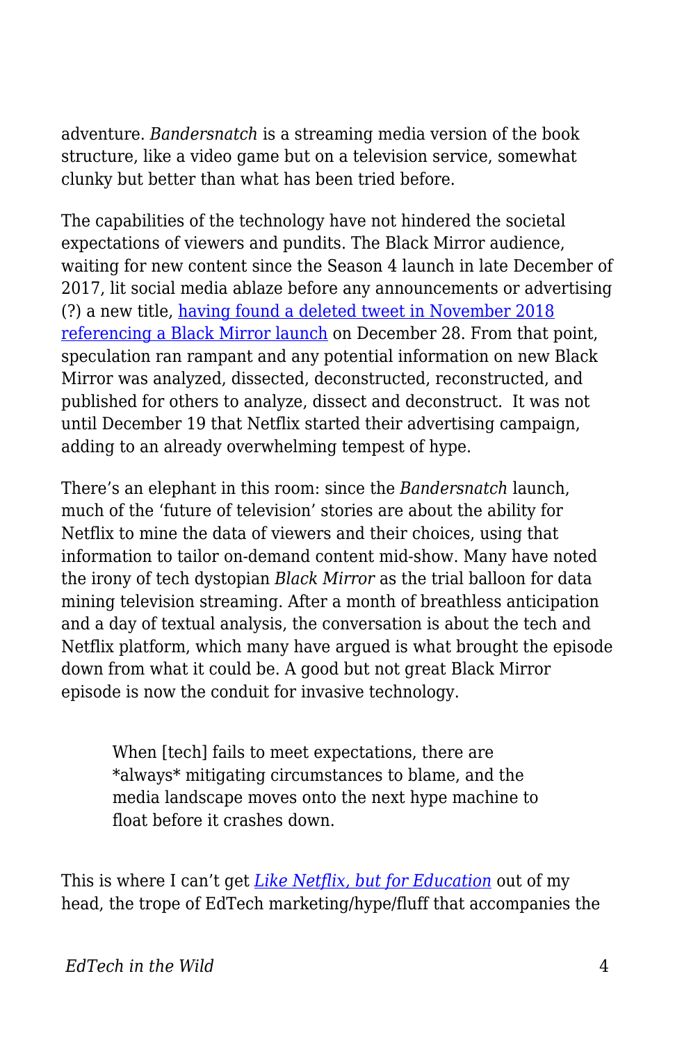adventure. *Bandersnatch* is a streaming media version of the book structure, like a video game but on a television service, somewhat clunky but better than what has been tried before.

The capabilities of the technology have not hindered the societal expectations of viewers and pundits. The Black Mirror audience, waiting for new content since the Season 4 launch in late December of 2017, lit social media ablaze before any announcements or advertising (?) a new title, [having found a deleted tweet in November 2018 referencing a Black Mirror launch]() on December 28. From that point, speculation ran rampant and any potential information on new Black Mirror was analyzed, dissected, deconstructed, reconstructed, and published for others to analyze, dissect and deconstruct. It was not until December 19 that Netflix started their advertising campaign, adding to an already overwhelming tempest of hype.

There's an elephant in this room: since the *Bandersnatch* launch, much of the 'future of television' stories are about the ability for Netflix to mine the data of viewers and their choices, using that information to tailor on-demand content mid-show. Many have noted the irony of tech dystopian *Black Mirror* as the trial balloon for data mining television streaming. After a month of breathless anticipation and a day of textual analysis, the conversation is about the tech and Netflix platform, which many have argued is what brought the episode down from what it could be. A good but not great Black Mirror episode is now the conduit for invasive technology.

> When [tech] fails to meet expectations, there are *always* mitigating circumstances to blame, and the media landscape moves onto the next hype machine to float before it crashes down.

This is where I can't get [*Like Netflix, but for Education*]() out of my head, the trope of EdTech marketing/hype/fluff that accompanies the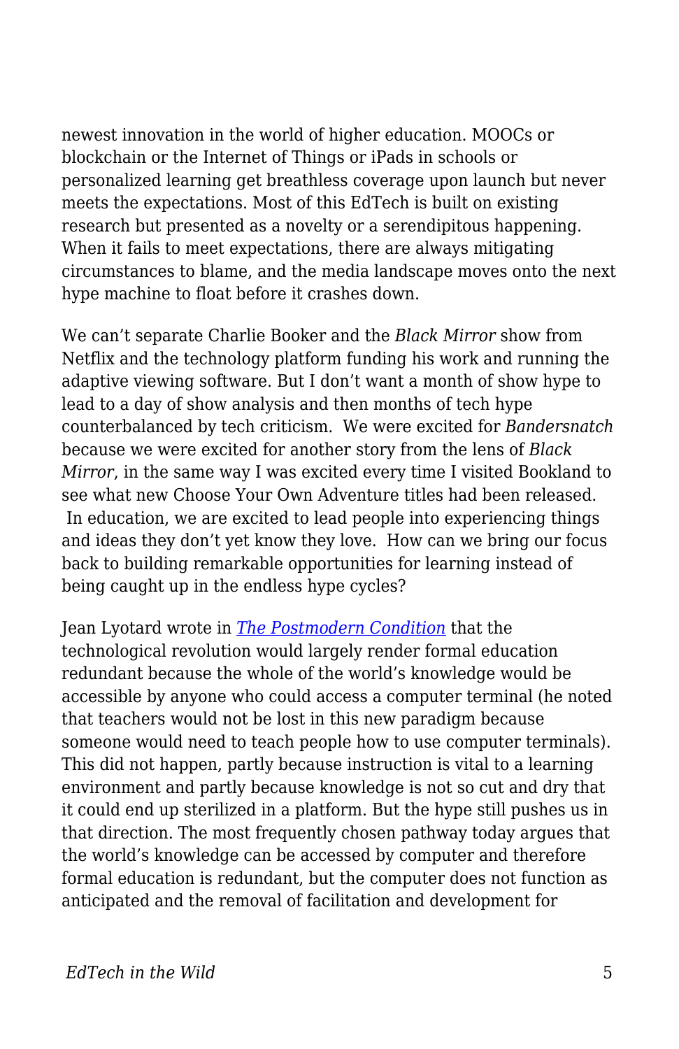newest innovation in the world of higher education. MOOCs or blockchain or the Internet of Things or iPads in schools or personalized learning get breathless coverage upon launch but never meets the expectations. Most of this EdTech is built on existing research but presented as a novelty or a serendipitous happening. When it fails to meet expectations, there are always mitigating circumstances to blame, and the media landscape moves onto the next hype machine to float before it crashes down.

We can't separate Charlie Booker and the *Black Mirror* show from Netflix and the technology platform funding his work and running the adaptive viewing software. But I don't want a month of show hype to lead to a day of show analysis and then months of tech hype counterbalanced by tech criticism. We were excited for *Bandersnatch* because we were excited for another story from the lens of *Black Mirror*, in the same way I was excited every time I visited Bookland to see what new Choose Your Own Adventure titles had been released. In education, we are excited to lead people into experiencing things and ideas they don't yet know they love. How can we bring our focus back to building remarkable opportunities for learning instead of being caught up in the endless hype cycles?

Jean Lyotard wrote in *The Postmodern Condition* that the technological revolution would largely render formal education redundant because the whole of the world's knowledge would be accessible by anyone who could access a computer terminal (he noted that teachers would not be lost in this new paradigm because someone would need to teach people how to use computer terminals). This did not happen, partly because instruction is vital to a learning environment and partly because knowledge is not so cut and dry that it could end up sterilized in a platform. But the hype still pushes us in that direction. The most frequently chosen pathway today argues that the world's knowledge can be accessed by computer and therefore formal education is redundant, but the computer does not function as anticipated and the removal of facilitation and development for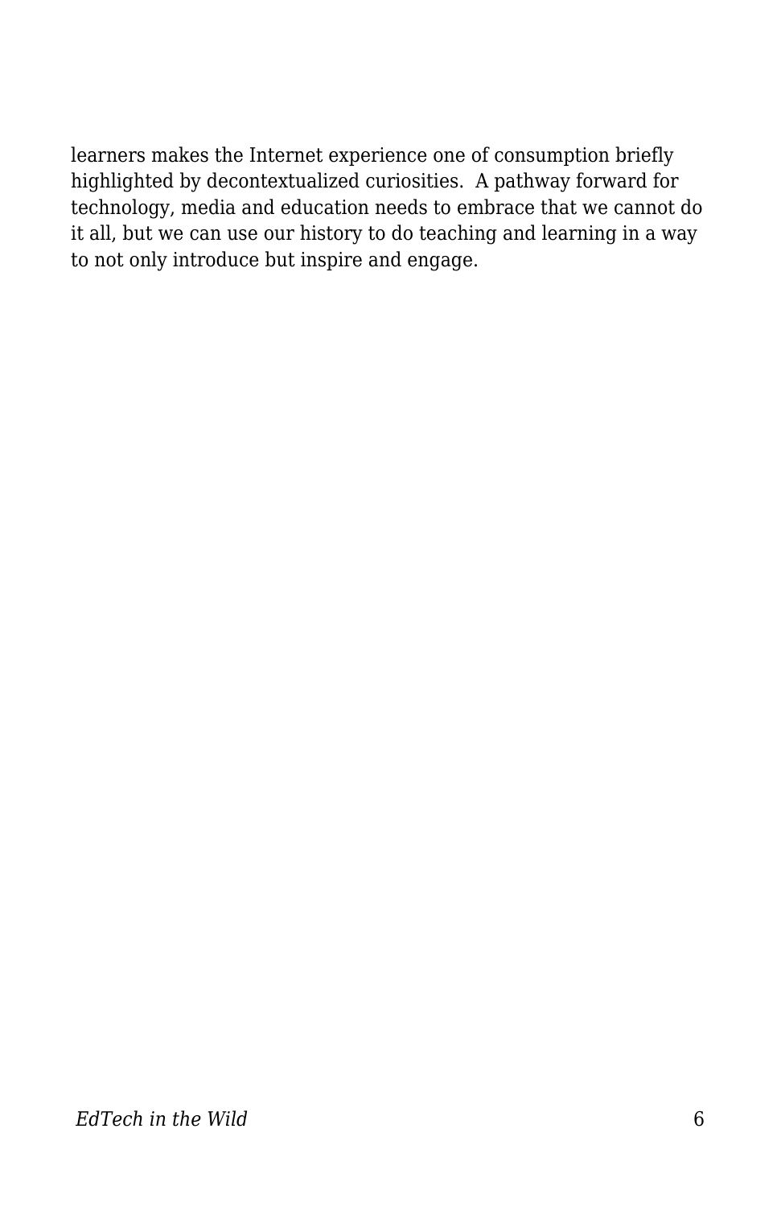learners makes the Internet experience one of consumption briefly highlighted by decontextualized curiosities. A pathway forward for technology, media and education needs to embrace that we cannot do it all, but we can use our history to do teaching and learning in a way to not only introduce but inspire and engage.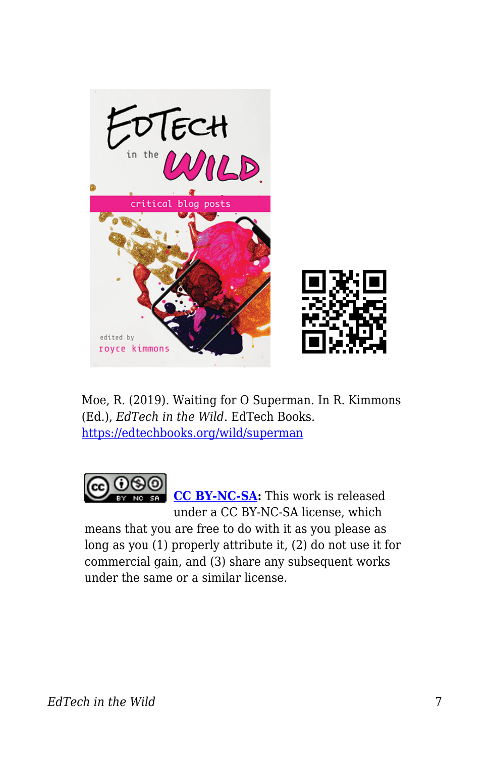Moe, R. (2019). Waiting for O Superman. In R. Kimmons (Ed.), *EdTech in the Wild*. EdTech Books. https://edtechbooks.org/wild/superman

**CC BY-NC-SA:** This work is released under a CC BY-NC-SA license, which means that you are free to do with it as you please as long as you (1) properly attribute it, (2) do not use it for commercial gain, and (3) share any subsequent works under the same or a similar license.